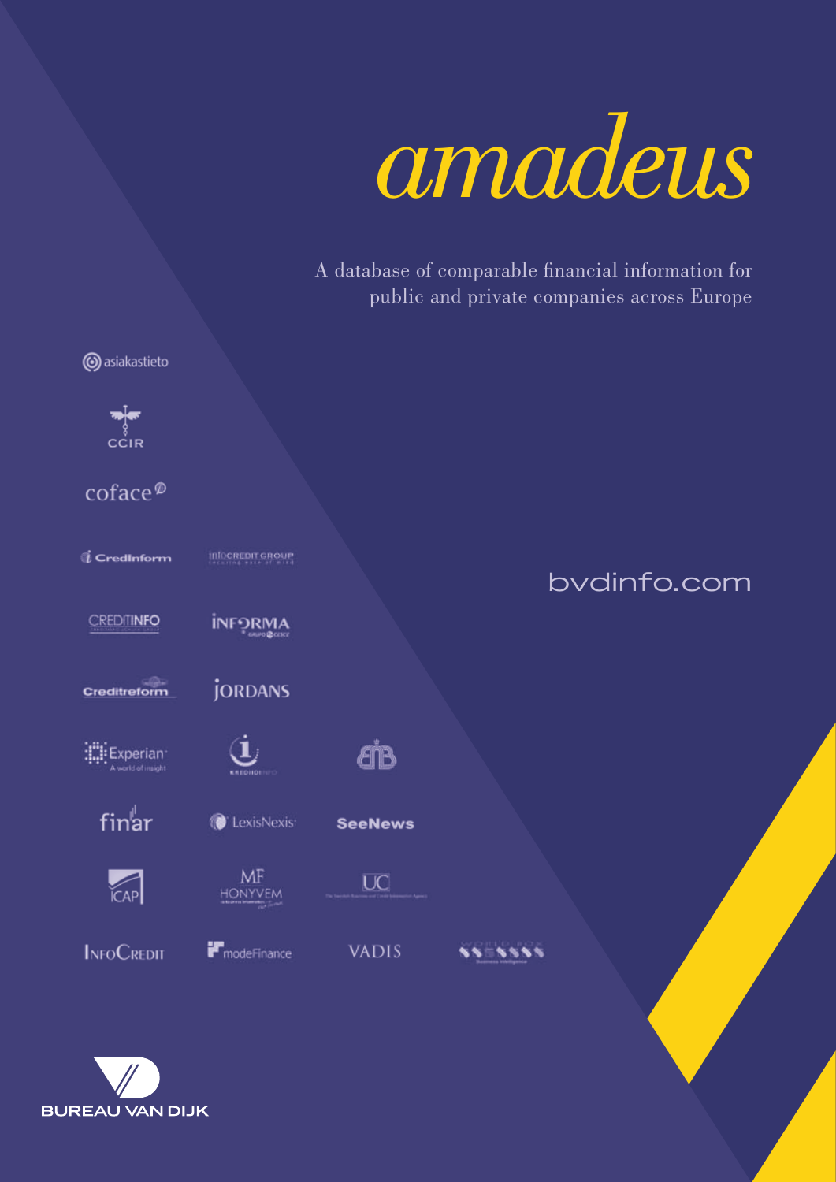# amadeus

A database of comparable financial information for public and private companies across Europe

bvdinfo.com

asiakastieto

CCIR

coface

CredInform

InfoCREDIT GROUP

CREDITINFO

INFORMA

Creditreform

JORDANS

Experian
A world of insight

KREDIIDINFO

finar

LexisNexis

SeeNews

ICAP

MF HONYVEM

UC

InfoCredit

modeFinance

VADIS

WORLD BOX
Business Intelligence

BUREAU VAN DIJK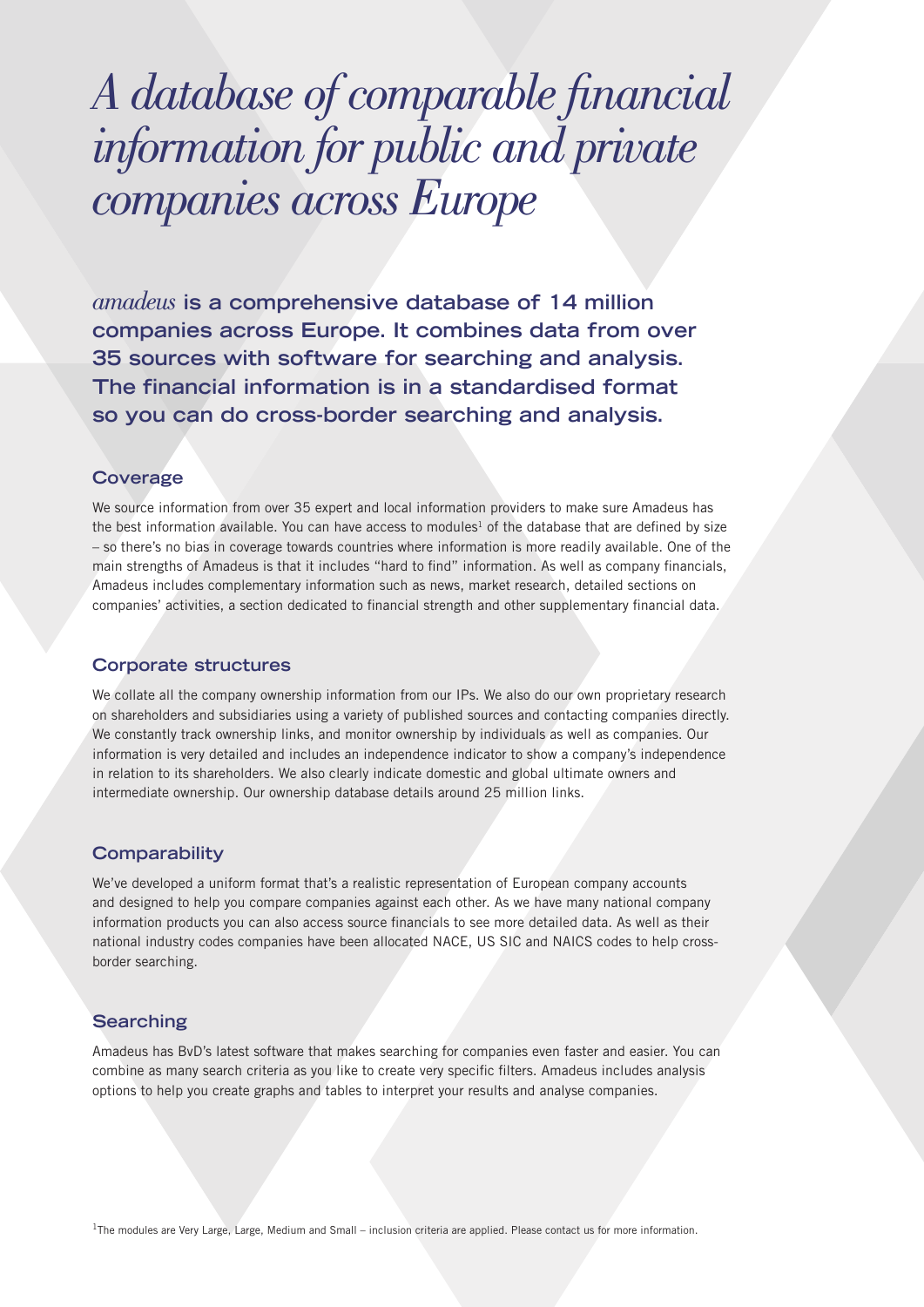# *A database of comparable financial information for public and private companies across Europe*

***amadeus* is a comprehensive database of 14 million companies across Europe. It combines data from over 35 sources with software for searching and analysis. The financial information is in a standardised format so you can do cross-border searching and analysis.**

## Coverage

We source information from over 35 expert and local information providers to make sure Amadeus has the best information available. You can have access to modules[1] of the database that are defined by size – so there's no bias in coverage towards countries where information is more readily available. One of the main strengths of Amadeus is that it includes "hard to find" information. As well as company financials, Amadeus includes complementary information such as news, market research, detailed sections on companies' activities, a section dedicated to financial strength and other supplementary financial data.

## Corporate structures

We collate all the company ownership information from our IPs. We also do our own proprietary research on shareholders and subsidiaries using a variety of published sources and contacting companies directly. We constantly track ownership links, and monitor ownership by individuals as well as companies. Our information is very detailed and includes an independence indicator to show a company's independence in relation to its shareholders. We also clearly indicate domestic and global ultimate owners and intermediate ownership. Our ownership database details around 25 million links.

## Comparability

We've developed a uniform format that's a realistic representation of European company accounts and designed to help you compare companies against each other. As we have many national company information products you can also access source financials to see more detailed data. As well as their national industry codes companies have been allocated NACE, US SIC and NAICS codes to help cross-border searching.

## Searching

Amadeus has BvD's latest software that makes searching for companies even faster and easier. You can combine as many search criteria as you like to create very specific filters. Amadeus includes analysis options to help you create graphs and tables to interpret your results and analyse companies.

[1]The modules are Very Large, Large, Medium and Small – inclusion criteria are applied. Please contact us for more information.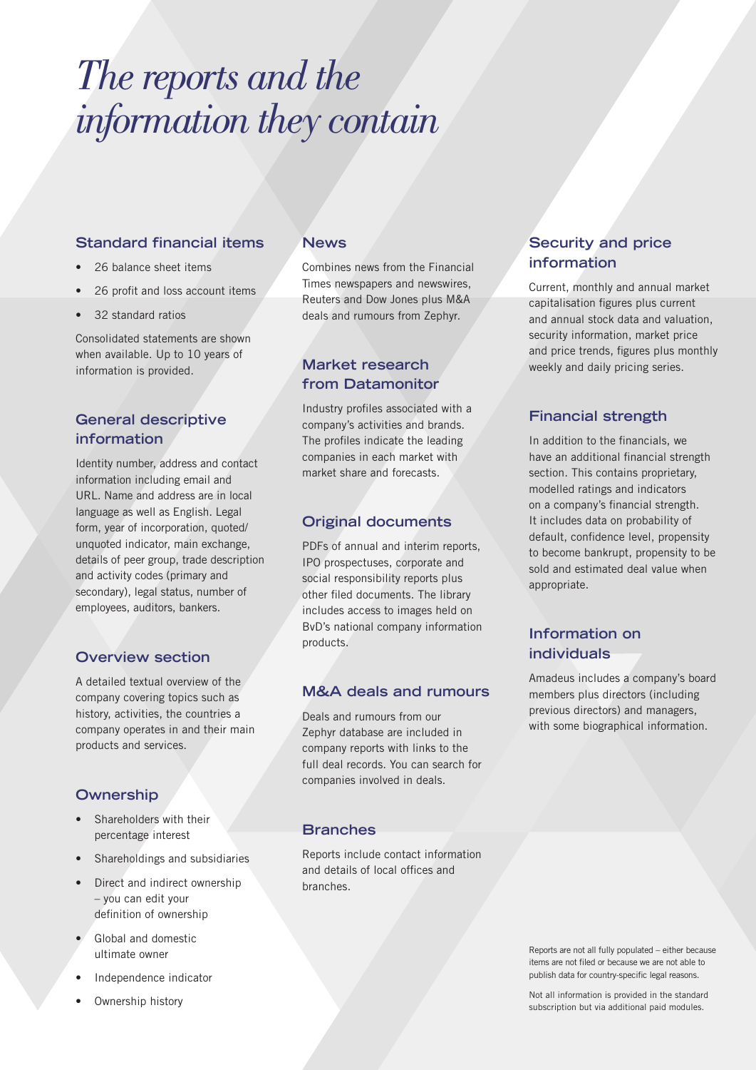# *The reports and the information they contain*

## Standard financial items

- 26 balance sheet items
- 26 profit and loss account items
- 32 standard ratios

Consolidated statements are shown when available. Up to 10 years of information is provided.

## General descriptive information

Identity number, address and contact information including email and URL. Name and address are in local language as well as English. Legal form, year of incorporation, quoted/unquoted indicator, main exchange, details of peer group, trade description and activity codes (primary and secondary), legal status, number of employees, auditors, bankers.

## Overview section

A detailed textual overview of the company covering topics such as history, activities, the countries a company operates in and their main products and services.

## Ownership

- Shareholders with their percentage interest
- Shareholdings and subsidiaries
- Direct and indirect ownership – you can edit your definition of ownership
- Global and domestic ultimate owner
- Independence indicator
- Ownership history

## News

Combines news from the Financial Times newspapers and newswires, Reuters and Dow Jones plus M&A deals and rumours from Zephyr.

## Market research from Datamonitor

Industry profiles associated with a company's activities and brands. The profiles indicate the leading companies in each market with market share and forecasts.

## Original documents

PDFs of annual and interim reports, IPO prospectuses, corporate and social responsibility reports plus other filed documents. The library includes access to images held on BvD's national company information products.

## M&A deals and rumours

Deals and rumours from our Zephyr database are included in company reports with links to the full deal records. You can search for companies involved in deals.

## Branches

Reports include contact information and details of local offices and branches.

## Security and price information

Current, monthly and annual market capitalisation figures plus current and annual stock data and valuation, security information, market price and price trends, figures plus monthly weekly and daily pricing series.

## Financial strength

In addition to the financials, we have an additional financial strength section. This contains proprietary, modelled ratings and indicators on a company's financial strength. It includes data on probability of default, confidence level, propensity to become bankrupt, propensity to be sold and estimated deal value when appropriate.

## Information on individuals

Amadeus includes a company's board members plus directors (including previous directors) and managers, with some biographical information.

Reports are not all fully populated – either because items are not filed or because we are not able to publish data for country-specific legal reasons.

Not all information is provided in the standard subscription but via additional paid modules.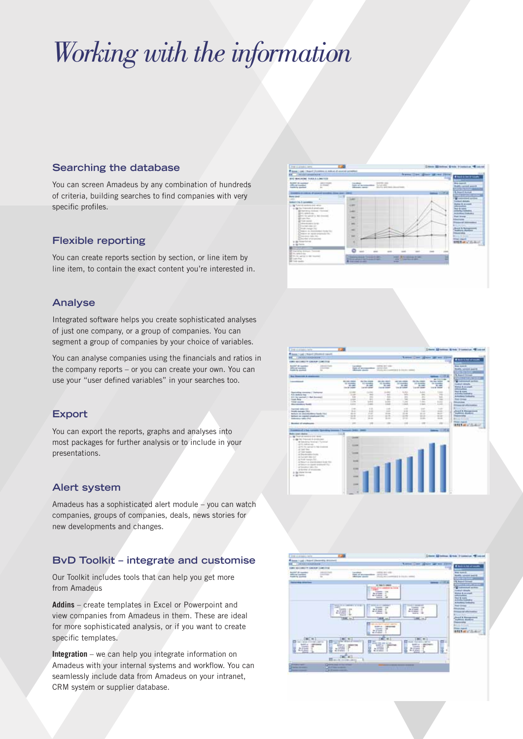# *Working with the information*

## Searching the database

You can screen Amadeus by any combination of hundreds of criteria, building searches to find companies with very specific profiles.

## Flexible reporting

You can create reports section by section, or line item by line item, to contain the exact content you're interested in.

## Analyse

Integrated software helps you create sophisticated analyses of just one company, or a group of companies. You can segment a group of companies by your choice of variables.

You can analyse companies using the financials and ratios in the company reports – or you can create your own. You can use your "user defined variables" in your searches too.

## Export

You can export the reports, graphs and analyses into most packages for further analysis or to include in your presentations.

## Alert system

Amadeus has a sophisticated alert module – you can watch companies, groups of companies, deals, news stories for new developments and changes.

## BvD Toolkit – integrate and customise

Our Toolkit includes tools that can help you get more from Amadeus

**Addins** – create templates in Excel or Powerpoint and view companies from Amadeus in them. These are ideal for more sophisticated analysis, or if you want to create specific templates.

**Integration** – we can help you integrate information on Amadeus with your internal systems and workflow. You can seamlessly include data from Amadeus on your intranet, CRM system or supplier database.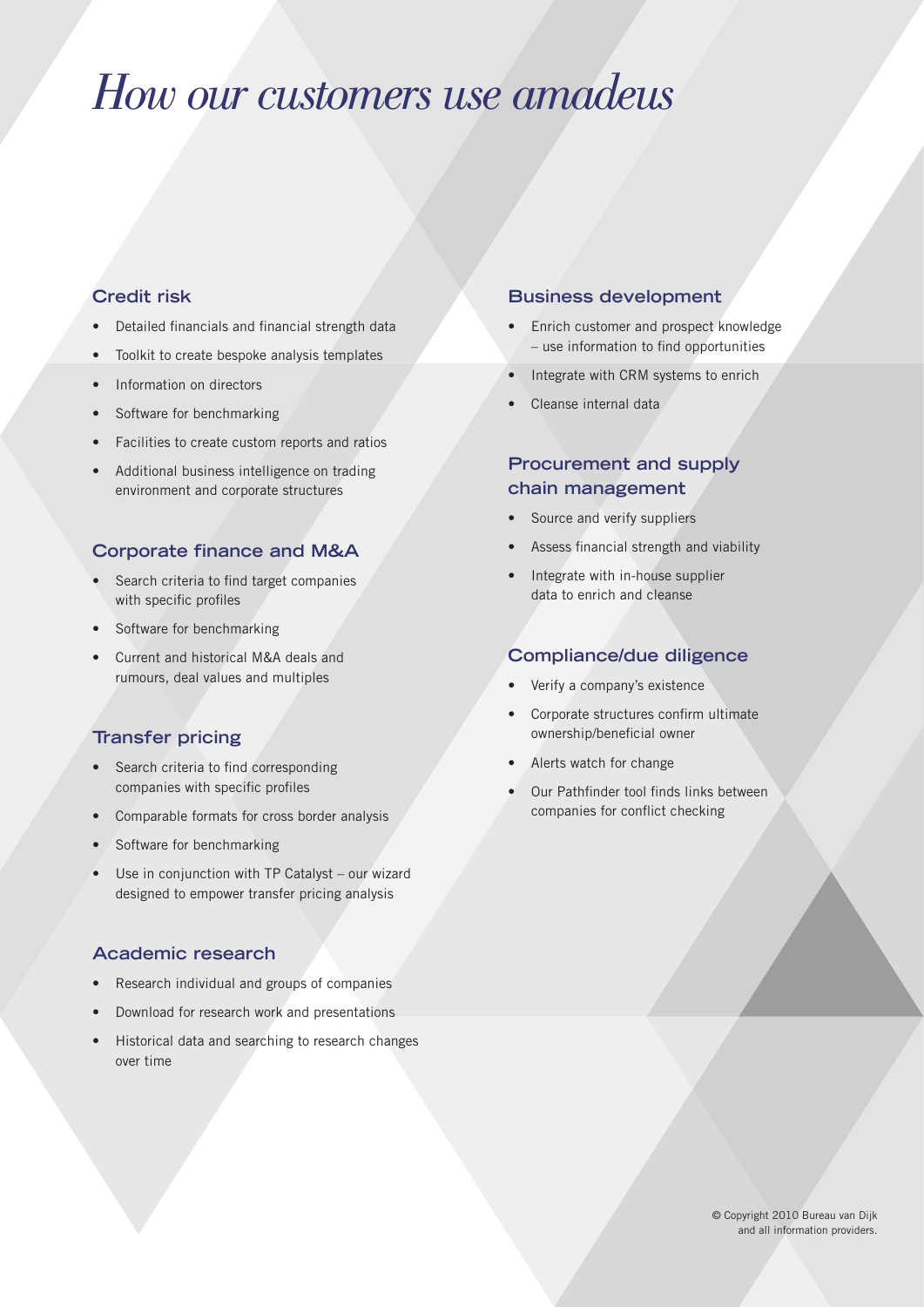# *How our customers use amadeus*

## Credit risk

- Detailed financials and financial strength data
- Toolkit to create bespoke analysis templates
- Information on directors
- Software for benchmarking
- Facilities to create custom reports and ratios
- Additional business intelligence on trading environment and corporate structures

## Corporate finance and M&A

- Search criteria to find target companies with specific profiles
- Software for benchmarking
- Current and historical M&A deals and rumours, deal values and multiples

## Transfer pricing

- Search criteria to find corresponding companies with specific profiles
- Comparable formats for cross border analysis
- Software for benchmarking
- Use in conjunction with TP Catalyst – our wizard designed to empower transfer pricing analysis

## Academic research

- Research individual and groups of companies
- Download for research work and presentations
- Historical data and searching to research changes over time

## Business development

- Enrich customer and prospect knowledge – use information to find opportunities
- Integrate with CRM systems to enrich
- Cleanse internal data

## Procurement and supply chain management

- Source and verify suppliers
- Assess financial strength and viability
- Integrate with in-house supplier data to enrich and cleanse

## Compliance/due diligence

- Verify a company's existence
- Corporate structures confirm ultimate ownership/beneficial owner
- Alerts watch for change
- Our Pathfinder tool finds links between companies for conflict checking

© Copyright 2010 Bureau van Dijk and all information providers.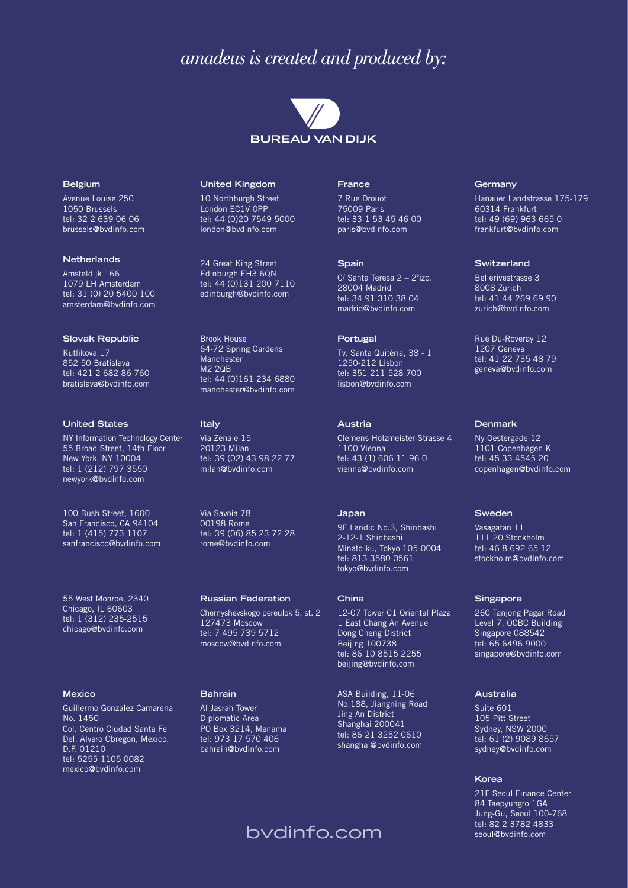*amadeus is created and produced by:*

BUREAU VAN DIJK

### Belgium

Avenue Louise 250
1050 Brussels
tel: 32 2 639 06 06
brussels@bvdinfo.com

### Netherlands

Amsteldijk 166
1079 LH Amsterdam
tel: 31 (0) 20 5400 100
amsterdam@bvdinfo.com

### Slovak Republic

Kutlikova 17
852 50 Bratislava
tel: 421 2 682 86 760
bratislava@bvdinfo.com

### United States

NY Information Technology Center
55 Broad Street, 14th Floor
New York, NY 10004
tel: 1 (212) 797 3550
newyork@bvdinfo.com

100 Bush Street, 1600
San Francisco, CA 94104
tel: 1 (415) 773 1107
sanfrancisco@bvdinfo.com

55 West Monroe, 2340
Chicago, IL 60603
tel: 1 (312) 235-2515
chicago@bvdinfo.com

### Mexico

Guillermo Gonzalez Camarena
No. 1450
Col. Centro Ciudad Santa Fe
Del. Alvaro Obregon, Mexico,
D.F. 01210
tel: 5255 1105 0082
mexico@bvdinfo.com

### United Kingdom

10 Northburgh Street
London EC1V 0PP
tel: 44 (0)20 7549 5000
london@bvdinfo.com

24 Great King Street
Edinburgh EH3 6QN
tel: 44 (0)131 200 7110
edinburgh@bvdinfo.com

Brook House
64-72 Spring Gardens
Manchester
M2 2QB
tel: 44 (0)161 234 6880
manchester@bvdinfo.com

### Italy

Via Zenale 15
20123 Milan
tel: 39 (02) 43 98 22 77
milan@bvdinfo.com

Via Savoia 78
00198 Rome
tel: 39 (06) 85 23 72 28
rome@bvdinfo.com

### Russian Federation

Chernyshevskogo pereulok 5, st. 2
127473 Moscow
tel: 7 495 739 5712
moscow@bvdinfo.com

### Bahrain

Al Jasrah Tower
Diplomatic Area
PO Box 3214, Manama
tel: 973 17 570 406
bahrain@bvdinfo.com

### France

7 Rue Drouot
75009 Paris
tel: 33 1 53 45 46 00
paris@bvdinfo.com

### Spain

C/ Santa Teresa 2 – 2ºizq.
28004 Madrid
tel: 34 91 310 38 04
madrid@bvdinfo.com

### Portugal

Tv. Santa Quitèria, 38 - 1
1250-212 Lisbon
tel: 351 211 528 700
lisbon@bvdinfo.com

### Austria

Clemens-Holzmeister-Strasse 4
1100 Vienna
tel: 43 (1) 606 11 96 0
vienna@bvdinfo.com

### Japan

9F Landic No.3, Shinbashi
2-12-1 Shinbashi
Minato-ku, Tokyo 105-0004
tel: 813 3580 0561
tokyo@bvdinfo.com

### China

12-07 Tower C1 Oriental Plaza
1 East Chang An Avenue
Dong Cheng District
Beijing 100738
tel: 86 10 8515 2255
beijing@bvdinfo.com

ASA Building, 11-06
No.188, Jiangning Road
Jing An District
Shanghai 200041
tel: 86 21 3252 0610
shanghai@bvdinfo.com

### Germany

Hanauer Landstrasse 175-179
60314 Frankfurt
tel: 49 (69) 963 665 0
frankfurt@bvdinfo.com

### Switzerland

Bellerivestrasse 3
8008 Zurich
tel: 41 44 269 69 90
zurich@bvdinfo.com

Rue Du-Roveray 12
1207 Geneva
tel: 41 22 735 48 79
geneva@bvdinfo.com

### Denmark

Ny Oestergade 12
1101 Copenhagen K
tel: 45 33 4545 20
copenhagen@bvdinfo.com

### Sweden

Vasagatan 11
111 20 Stockholm
tel: 46 8 692 65 12
stockholm@bvdinfo.com

### Singapore

260 Tanjong Pagar Road
Level 7, OCBC Building
Singapore 088542
tel: 65 6496 9000
singapore@bvdinfo.com

### Australia

Suite 601
105 Pitt Street
Sydney, NSW 2000
tel: 61 (2) 9089 8657
sydney@bvdinfo.com

### Korea

21F Seoul Finance Center
84 Taepyungro 1GA
Jung-Gu, Seoul 100-768
tel: 82 2 3782 4833
seoul@bvdinfo.com

bvdinfo.com